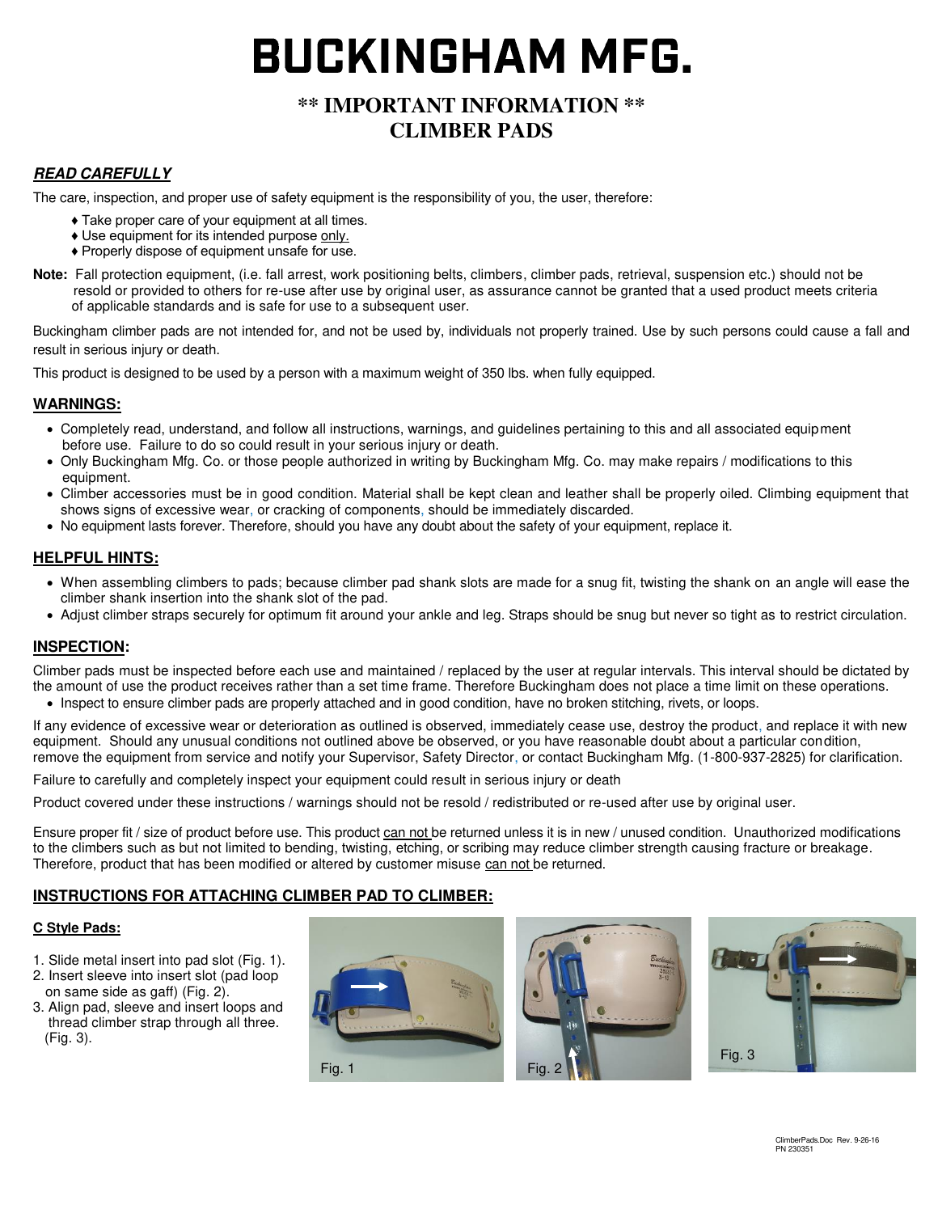# BUCKINGHAM MFG.

## ** IMPORTANT INFORMATION **
## CLIMBER PADS

### *READ CAREFULLY*

The care, inspection, and proper use of safety equipment is the responsibility of you, the user, therefore:

- ♦ Take proper care of your equipment at all times.
- ♦ Use equipment for its intended purpose only.
- ♦ Properly dispose of equipment unsafe for use.

**Note:** Fall protection equipment, (i.e. fall arrest, work positioning belts, climbers, climber pads, retrieval, suspension etc.) should not be resold or provided to others for re-use after use by original user, as assurance cannot be granted that a used product meets criteria of applicable standards and is safe for use to a subsequent user.

Buckingham climber pads are not intended for, and not be used by, individuals not properly trained. Use by such persons could cause a fall and result in serious injury or death.

This product is designed to be used by a person with a maximum weight of 350 lbs. when fully equipped.

### WARNINGS:

- Completely read, understand, and follow all instructions, warnings, and guidelines pertaining to this and all associated equipment before use. Failure to do so could result in your serious injury or death.
- Only Buckingham Mfg. Co. or those people authorized in writing by Buckingham Mfg. Co. may make repairs / modifications to this equipment.
- Climber accessories must be in good condition. Material shall be kept clean and leather shall be properly oiled. Climbing equipment that shows signs of excessive wear, or cracking of components, should be immediately discarded.
- No equipment lasts forever. Therefore, should you have any doubt about the safety of your equipment, replace it.

### HELPFUL HINTS:

- When assembling climbers to pads; because climber pad shank slots are made for a snug fit, twisting the shank on an angle will ease the climber shank insertion into the shank slot of the pad.
- Adjust climber straps securely for optimum fit around your ankle and leg. Straps should be snug but never so tight as to restrict circulation.

### INSPECTION:

Climber pads must be inspected before each use and maintained / replaced by the user at regular intervals. This interval should be dictated by the amount of use the product receives rather than a set time frame. Therefore Buckingham does not place a time limit on these operations.

- Inspect to ensure climber pads are properly attached and in good condition, have no broken stitching, rivets, or loops.

If any evidence of excessive wear or deterioration as outlined is observed, immediately cease use, destroy the product, and replace it with new equipment. Should any unusual conditions not outlined above be observed, or you have reasonable doubt about a particular condition, remove the equipment from service and notify your Supervisor, Safety Director, or contact Buckingham Mfg. (1-800-937-2825) for clarification.

Failure to carefully and completely inspect your equipment could result in serious injury or death

Product covered under these instructions / warnings should not be resold / redistributed or re-used after use by original user.

Ensure proper fit / size of product before use. This product can not be returned unless it is in new / unused condition. Unauthorized modifications to the climbers such as but not limited to bending, twisting, etching, or scribing may reduce climber strength causing fracture or breakage. Therefore, product that has been modified or altered by customer misuse can not be returned.

### INSTRUCTIONS FOR ATTACHING CLIMBER PAD TO CLIMBER:

#### C Style Pads:

1. Slide metal insert into pad slot (Fig. 1).
2. Insert sleeve into insert slot (pad loop on same side as gaff) (Fig. 2).
3. Align pad, sleeve and insert loops and thread climber strap through all three. (Fig. 3).

Fig. 1

Fig. 2

Fig. 3

ClimberPads.Doc Rev. 9-26-16
PN 230351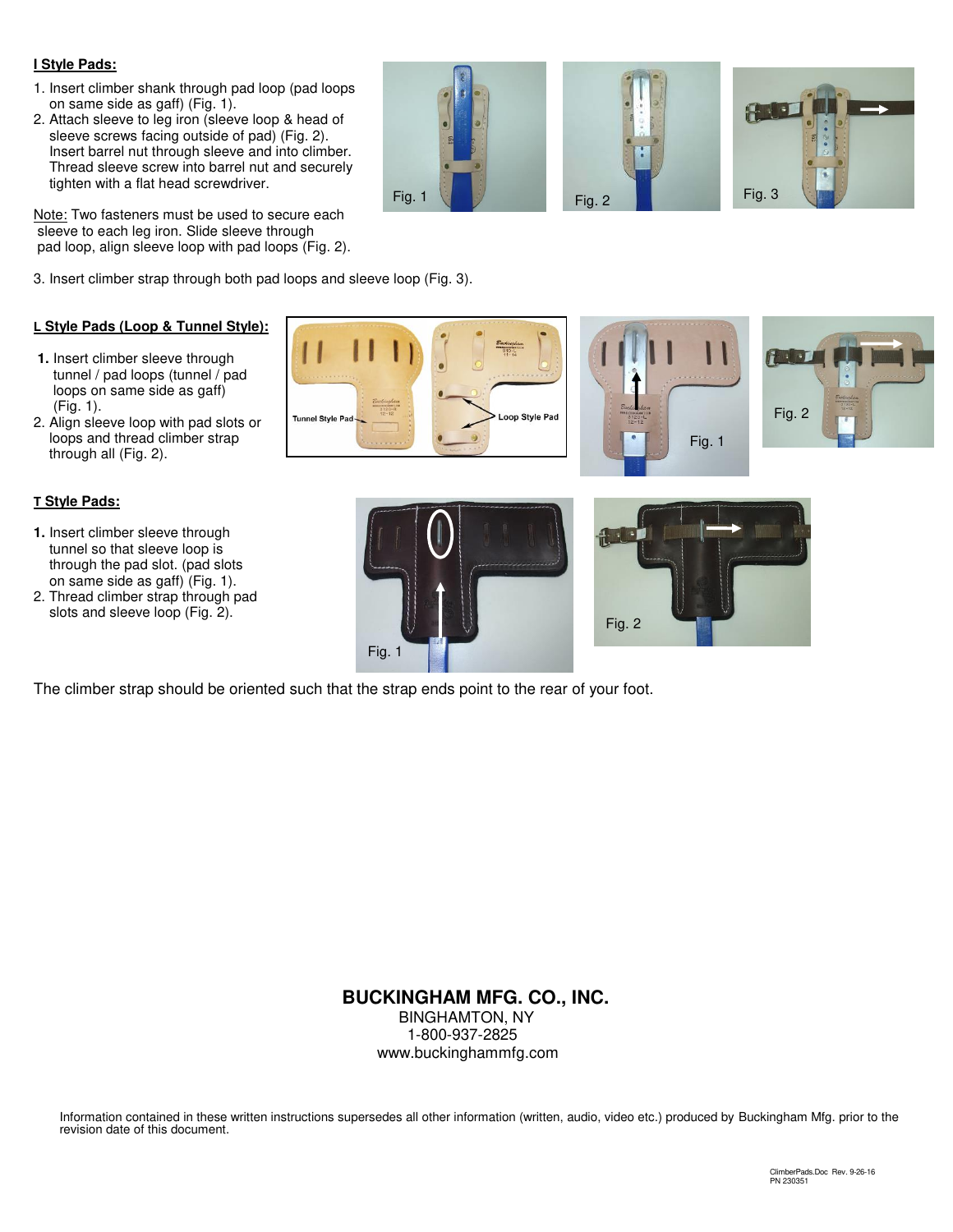**I Style Pads:**

1. Insert climber shank through pad loop (pad loops on same side as gaff) (Fig. 1).
2. Attach sleeve to leg iron (sleeve loop & head of sleeve screws facing outside of pad) (Fig. 2). Insert barrel nut through sleeve and into climber. Thread sleeve screw into barrel nut and securely tighten with a flat head screwdriver.

Note: Two fasteners must be used to secure each sleeve to each leg iron. Slide sleeve through pad loop, align sleeve loop with pad loops (Fig. 2).

3. Insert climber strap through both pad loops and sleeve loop (Fig. 3).

Fig. 1

Fig. 2

Fig. 3

**L Style Pads (Loop & Tunnel Style):**

1. Insert climber sleeve through tunnel / pad loops (tunnel / pad loops on same side as gaff) (Fig. 1).
2. Align sleeve loop with pad slots or loops and thread climber strap through all (Fig. 2).

Tunnel Style Pad

Loop Style Pad

Fig. 1

Fig. 2

**T Style Pads:**

1. Insert climber sleeve through tunnel so that sleeve loop is through the pad slot. (pad slots on same side as gaff) (Fig. 1).
2. Thread climber strap through pad slots and sleeve loop (Fig. 2).

Fig. 1

Fig. 2

The climber strap should be oriented such that the strap ends point to the rear of your foot.

**BUCKINGHAM MFG. CO., INC.**
BINGHAMTON, NY
1-800-937-2825
www.buckinghammfg.com

Information contained in these written instructions supersedes all other information (written, audio, video etc.) produced by Buckingham Mfg. prior to the revision date of this document.

ClimberPads.Doc Rev. 9-26-16
PN 230351